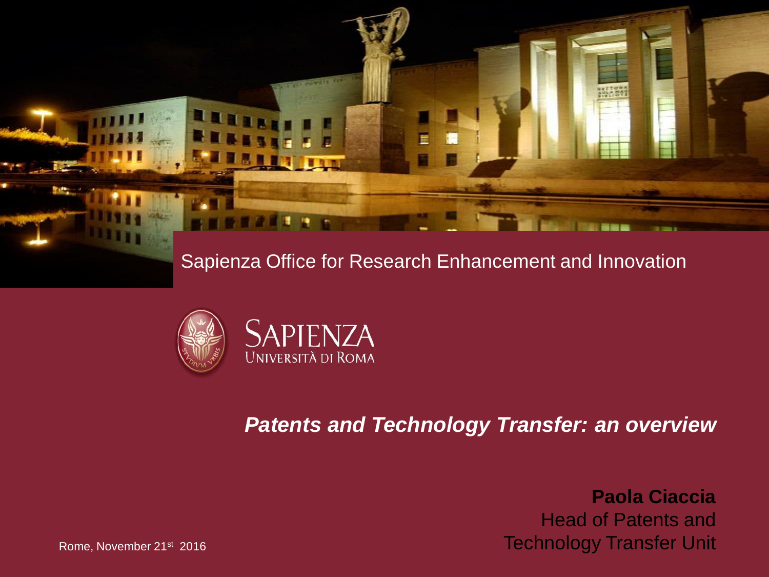Sapienza Office for Research Enhancement and Innovation

SAPIENZA
UNIVERSITÀ DI ROMA

# *Patents and Technology Transfer: an overview*

**Paola Ciaccia**
Head of Patents and Technology Transfer Unit

Rome, November 21st 2016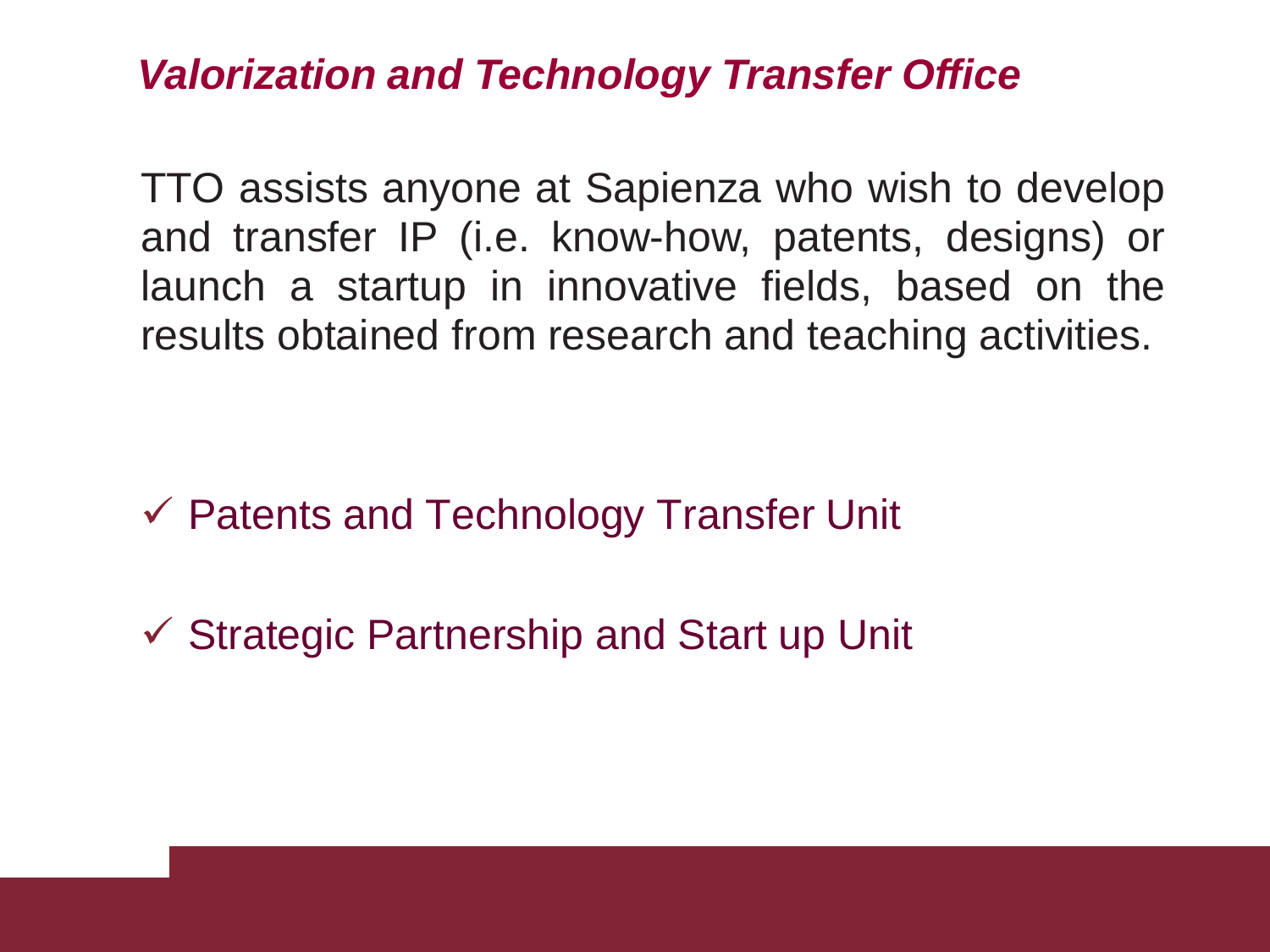## *Valorization and Technology Transfer Office*

TTO assists anyone at Sapienza who wish to develop and transfer IP (i.e. know-how, patents, designs) or launch a startup in innovative fields, based on the results obtained from research and teaching activities.

- ✓ Patents and Technology Transfer Unit
- ✓ Strategic Partnership and Start up Unit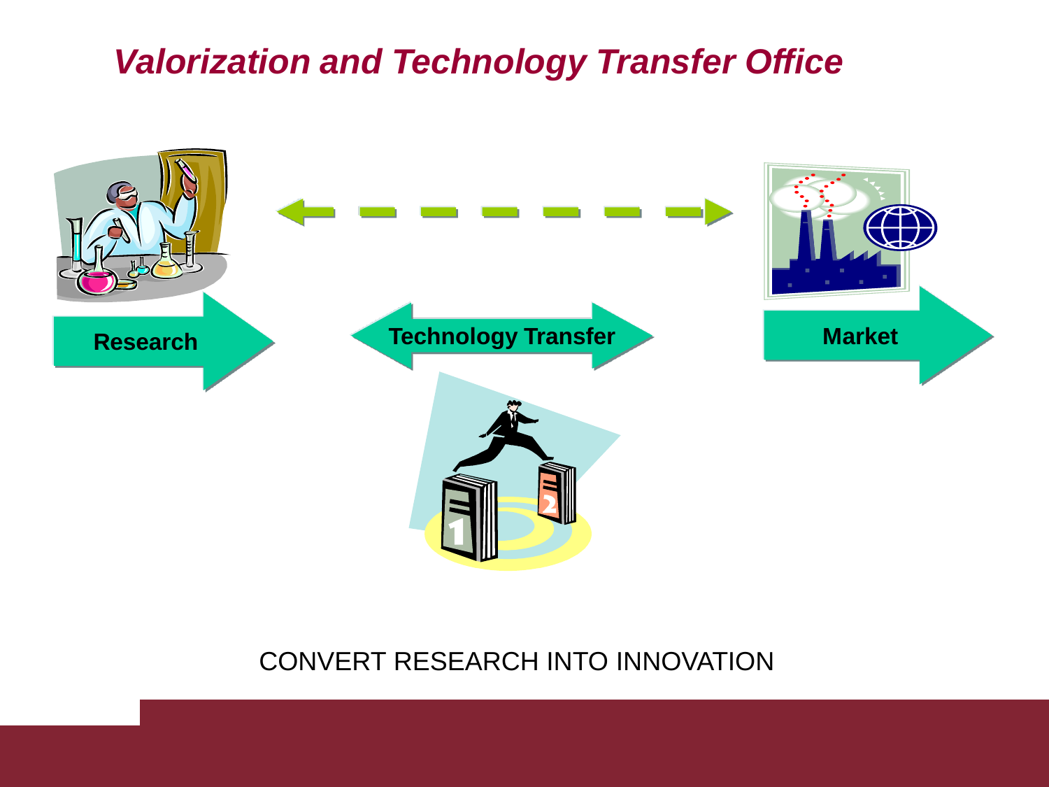# *Valorization and Technology Transfer Office*

**Research**

**Technology Transfer**

**Market**

CONVERT RESEARCH INTO INNOVATION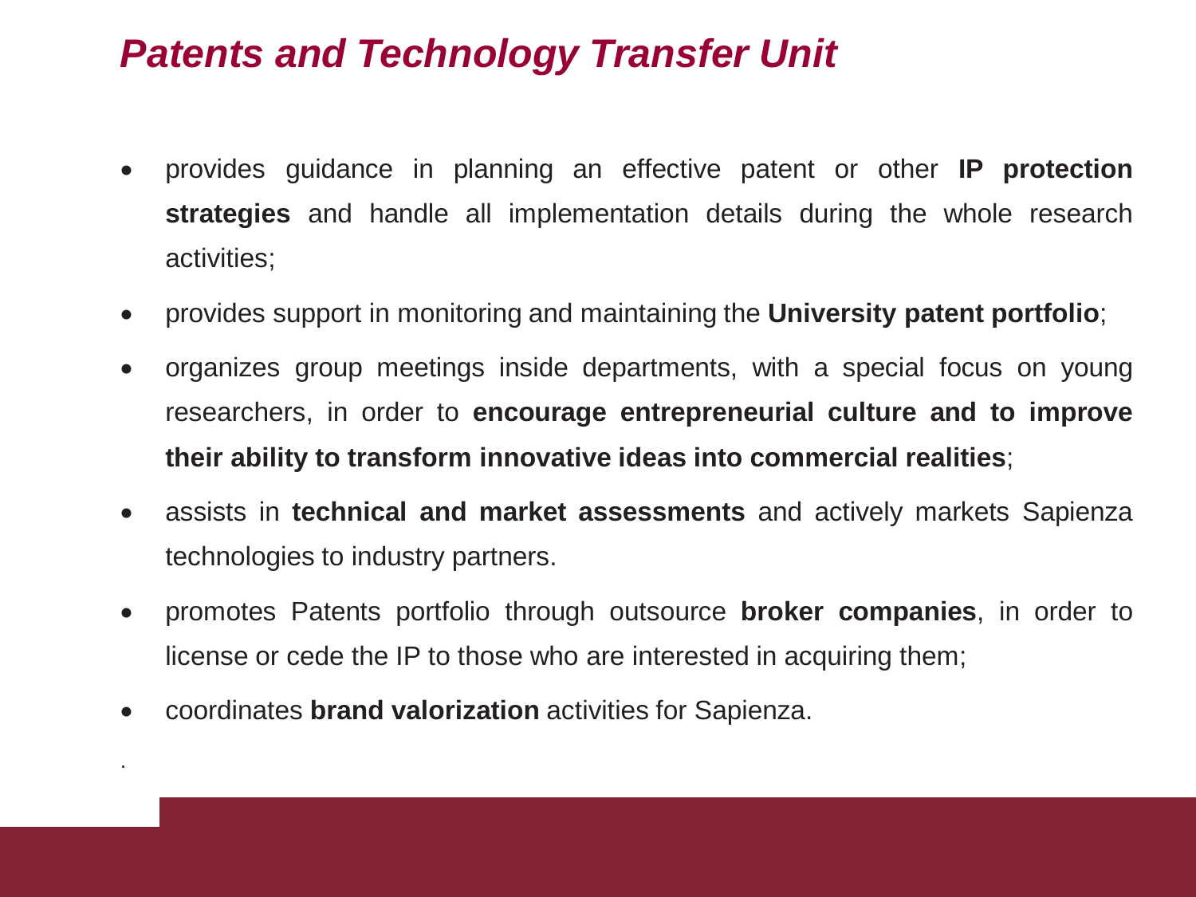## *Patents and Technology Transfer Unit*

- provides guidance in planning an effective patent or other **IP protection strategies** and handle all implementation details during the whole research activities;
- provides support in monitoring and maintaining the **University patent portfolio**;
- organizes group meetings inside departments, with a special focus on young researchers, in order to **encourage entrepreneurial culture and to improve their ability to transform innovative ideas into commercial realities**;
- assists in **technical and market assessments** and actively markets Sapienza technologies to industry partners.
- promotes Patents portfolio through outsource **broker companies**, in order to license or cede the IP to those who are interested in acquiring them;
- coordinates **brand valorization** activities for Sapienza.

.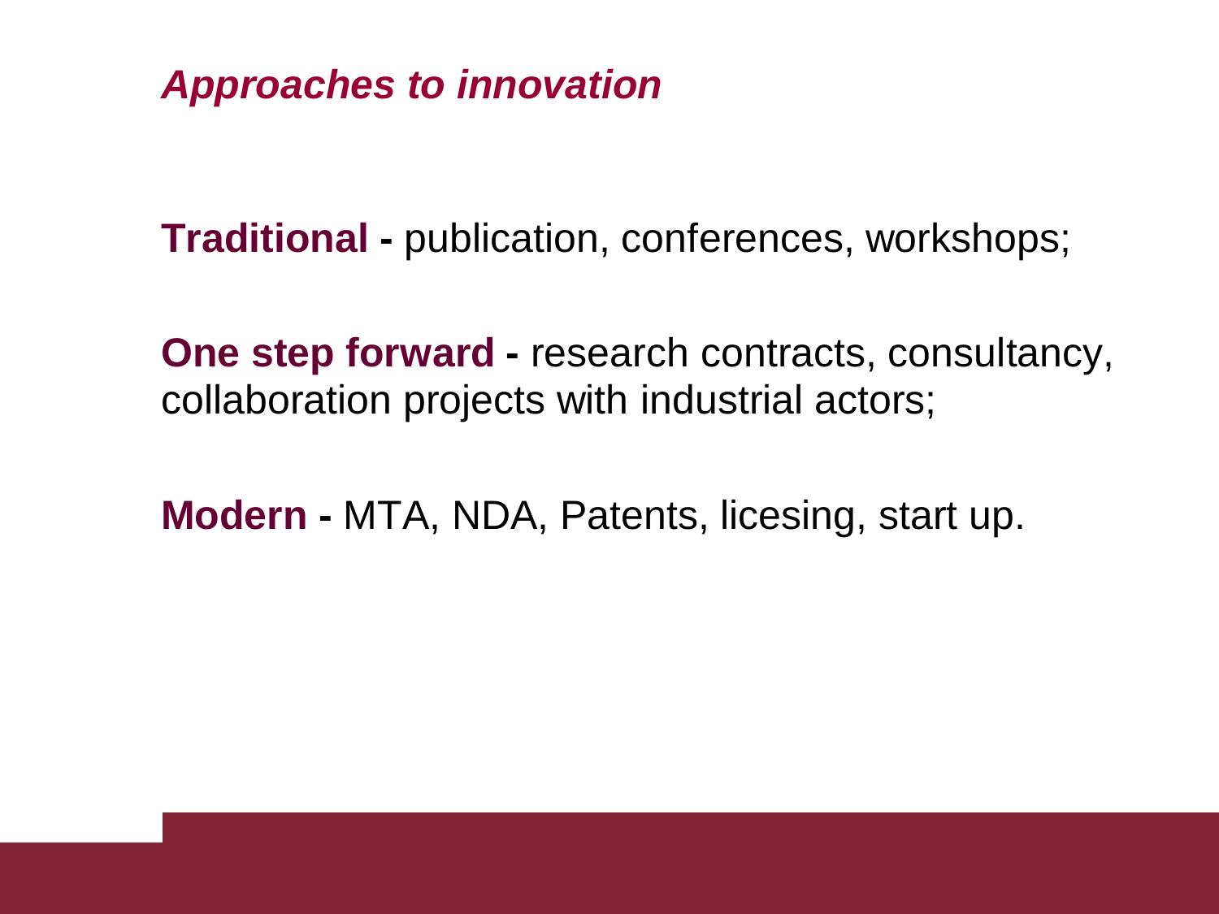## *Approaches to innovation*

**Traditional -** publication, conferences, workshops;

**One step forward -** research contracts, consultancy, collaboration projects with industrial actors;

**Modern -** MTA, NDA, Patents, licesing, start up.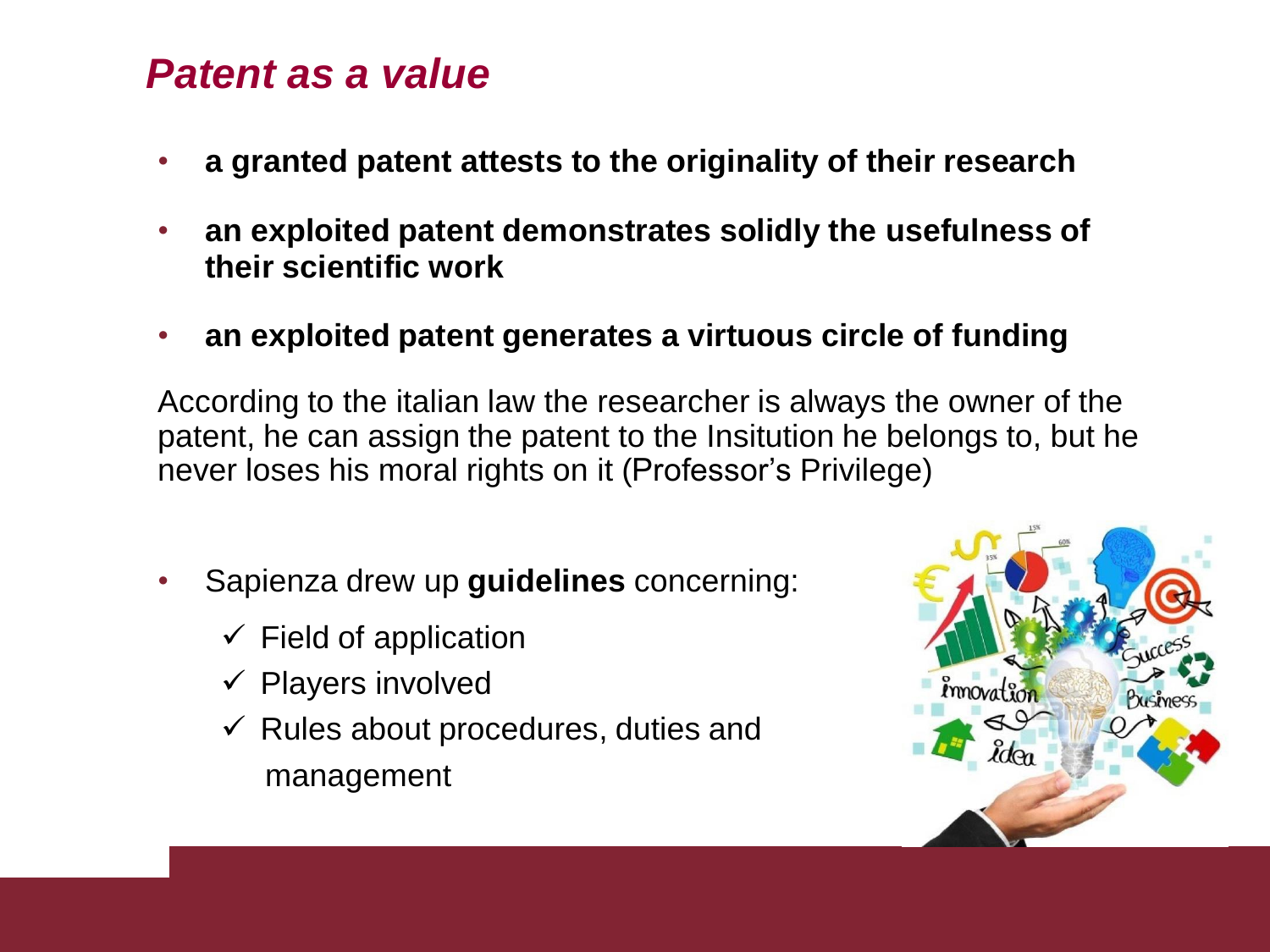## *Patent as a value*

- **a granted patent attests to the originality of their research**
- **an exploited patent demonstrates solidly the usefulness of their scientific work**
- **an exploited patent generates a virtuous circle of funding**

According to the italian law the researcher is always the owner of the patent, he can assign the patent to the Insitution he belongs to, but he never loses his moral rights on it (Professor's Privilege)

- Sapienza drew up **guidelines** concerning:
  - ✓ Field of application
  - ✓ Players involved
  - ✓ Rules about procedures, duties and management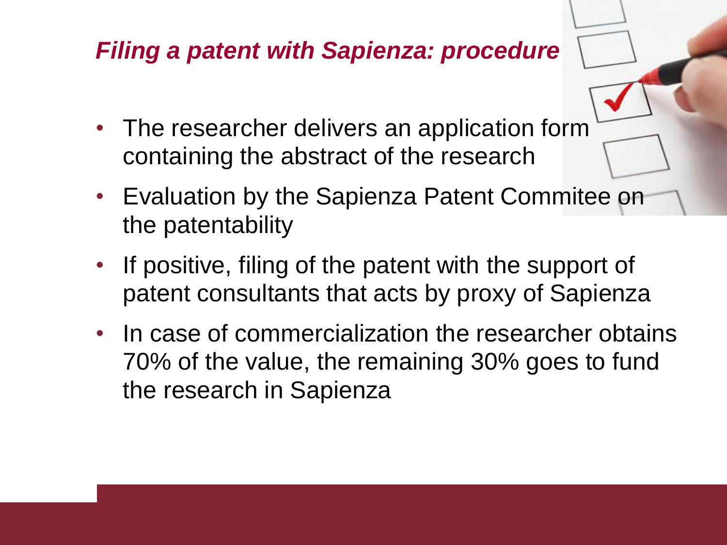## *Filing a patent with Sapienza: procedure*

- The researcher delivers an application form containing the abstract of the research
- Evaluation by the Sapienza Patent Commitee on the patentability
- If positive, filing of the patent with the support of patent consultants that acts by proxy of Sapienza
- In case of commercialization the researcher obtains 70% of the value, the remaining 30% goes to fund the research in Sapienza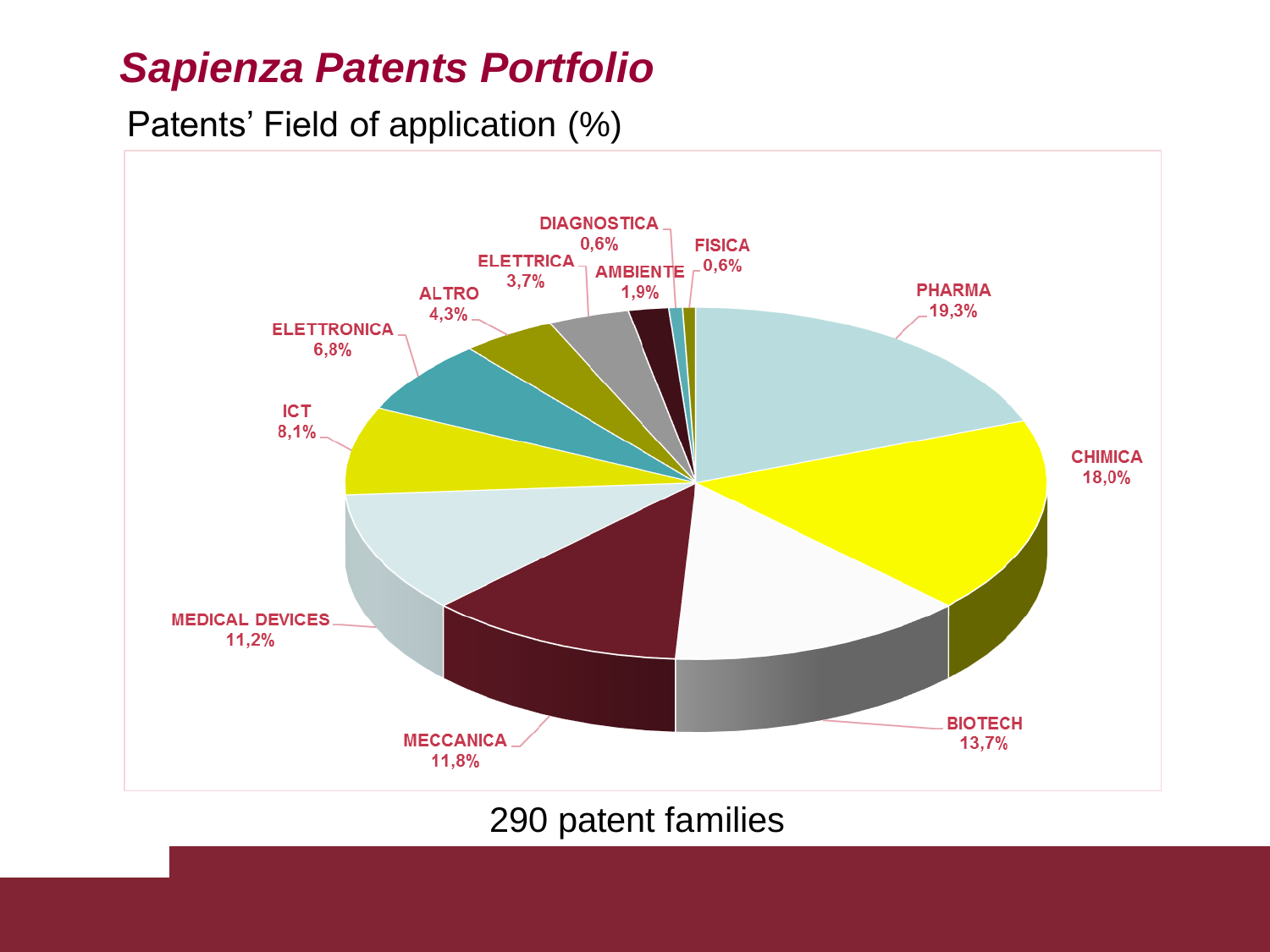# *Sapienza Patents Portfolio*

Patents' Field of application (%)

| Field | % |
| --- | --- |
| PHARMA | 19,3% |
| CHIMICA | 18,0% |
| BIOTECH | 13,7% |
| MECCANICA | 11,8% |
| MEDICAL DEVICES | 11,2% |
| ICT | 8,1% |
| ELETTRONICA | 6,8% |
| ALTRO | 4,3% |
| ELETTRICA | 3,7% |
| AMBIENTE | 1,9% |
| DIAGNOSTICA | 0,6% |
| FISICA | 0,6% |

290 patent families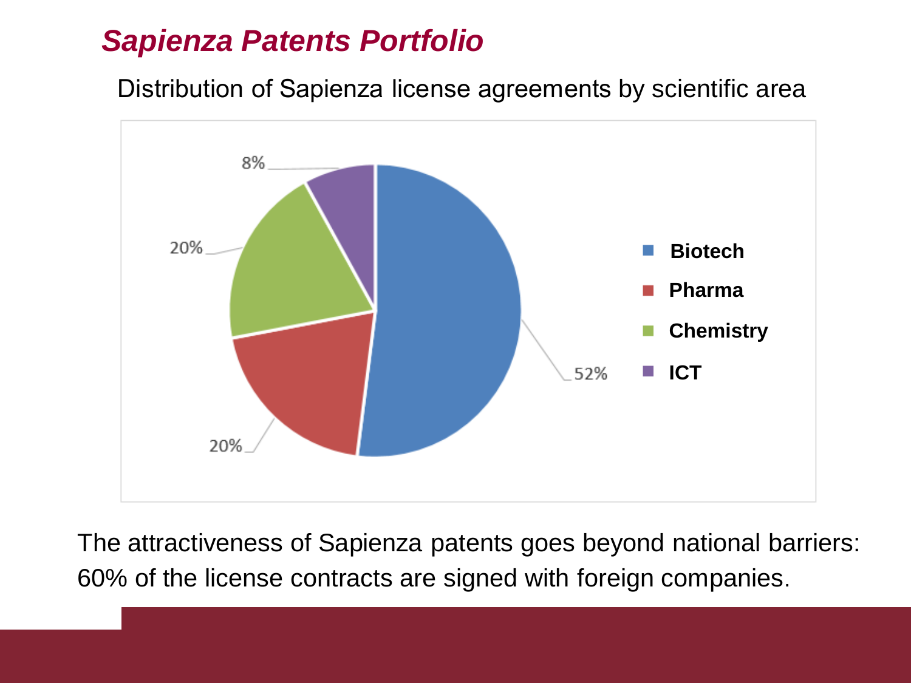## *Sapienza Patents Portfolio*

Distribution of Sapienza license agreements by scientific area

| Scientific area | Share |
|---|---|
| Biotech | 52% |
| Pharma | 20% |
| Chemistry | 20% |
| ICT | 8% |

The attractiveness of Sapienza patents goes beyond national barriers: 60% of the license contracts are signed with foreign companies.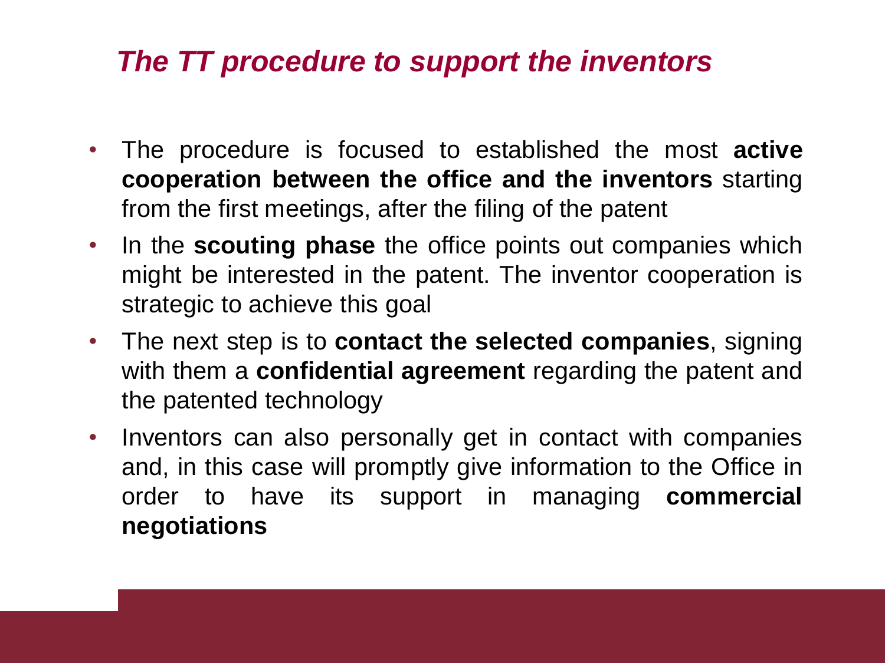## *The TT procedure to support the inventors*

- The procedure is focused to established the most **active cooperation between the office and the inventors** starting from the first meetings, after the filing of the patent
- In the **scouting phase** the office points out companies which might be interested in the patent. The inventor cooperation is strategic to achieve this goal
- The next step is to **contact the selected companies**, signing with them a **confidential agreement** regarding the patent and the patented technology
- Inventors can also personally get in contact with companies and, in this case will promptly give information to the Office in order to have its support in managing **commercial negotiations**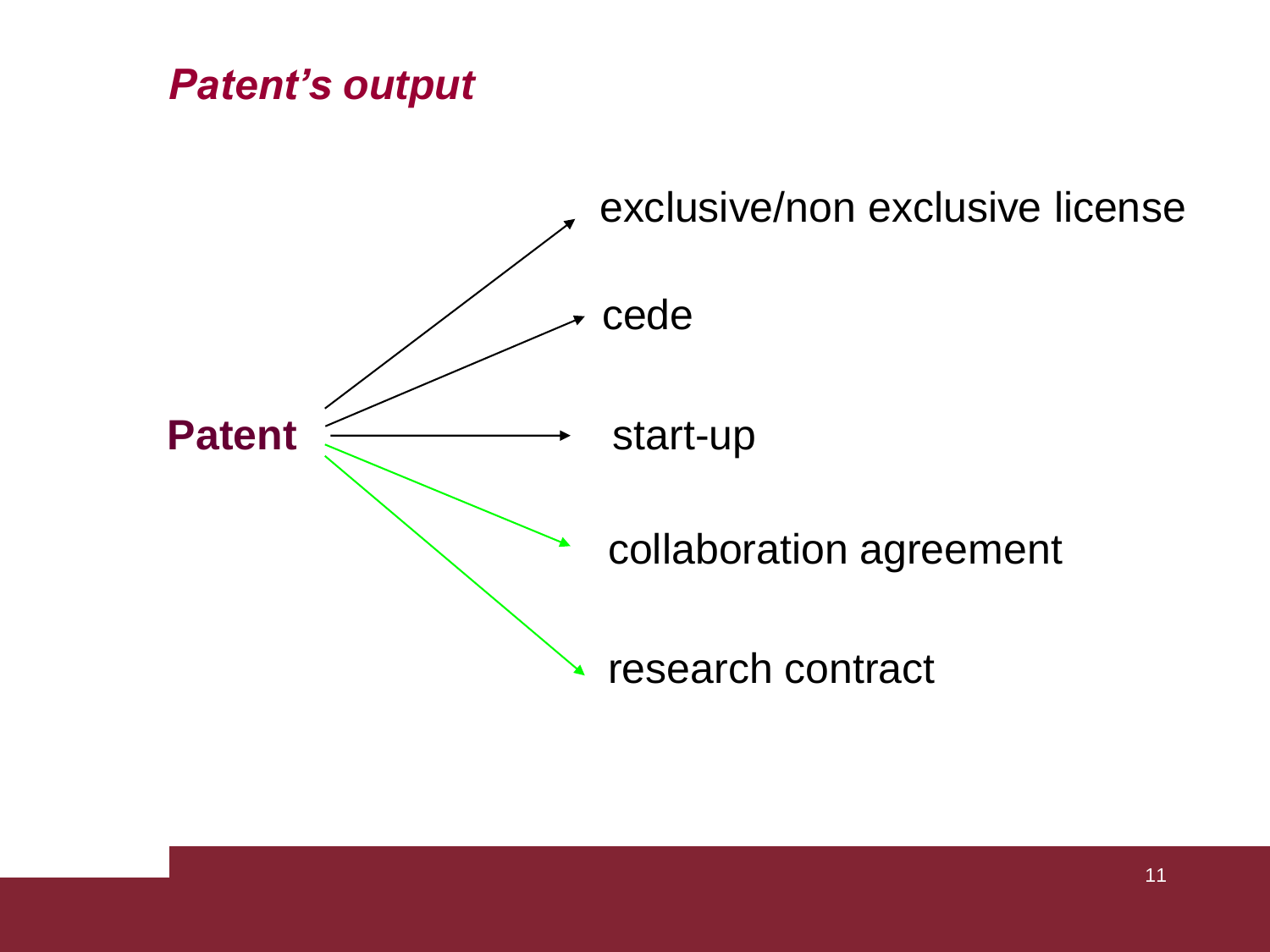## *Patent's output*

**Patent**

- exclusive/non exclusive license
- cede
- start-up
- collaboration agreement
- research contract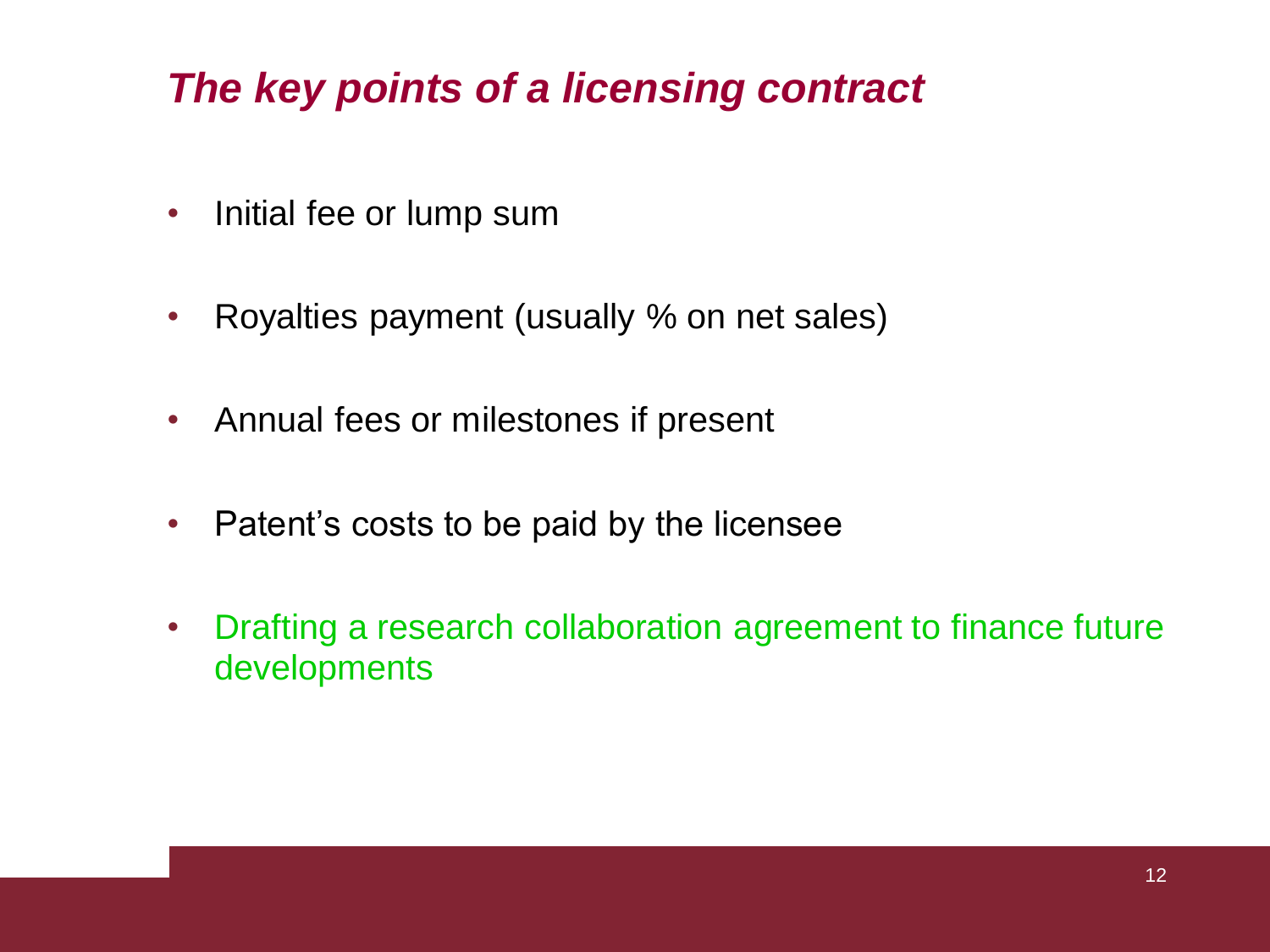# *The key points of a licensing contract*

- Initial fee or lump sum
- Royalties payment (usually % on net sales)
- Annual fees or milestones if present
- Patent's costs to be paid by the licensee
- Drafting a research collaboration agreement to finance future developments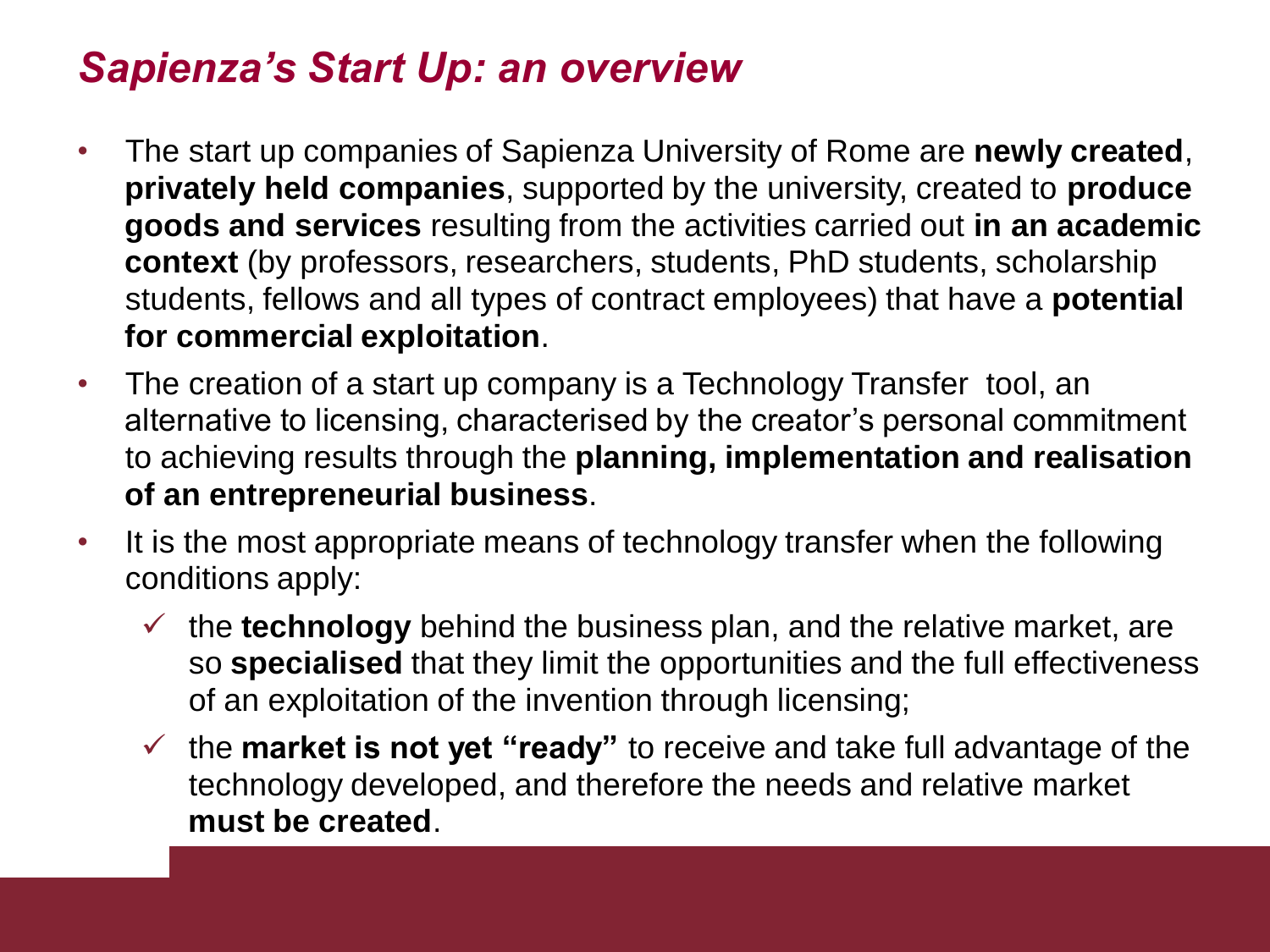## *Sapienza's Start Up: an overview*

- The start up companies of Sapienza University of Rome are **newly created**, **privately held companies**, supported by the university, created to **produce goods and services** resulting from the activities carried out **in an academic context** (by professors, researchers, students, PhD students, scholarship students, fellows and all types of contract employees) that have a **potential for commercial exploitation**.
- The creation of a start up company is a Technology Transfer tool, an alternative to licensing, characterised by the creator's personal commitment to achieving results through the **planning, implementation and realisation of an entrepreneurial business**.
- It is the most appropriate means of technology transfer when the following conditions apply:
  - ✓ the **technology** behind the business plan, and the relative market, are so **specialised** that they limit the opportunities and the full effectiveness of an exploitation of the invention through licensing;
  - ✓ the **market is not yet "ready"** to receive and take full advantage of the technology developed, and therefore the needs and relative market **must be created**.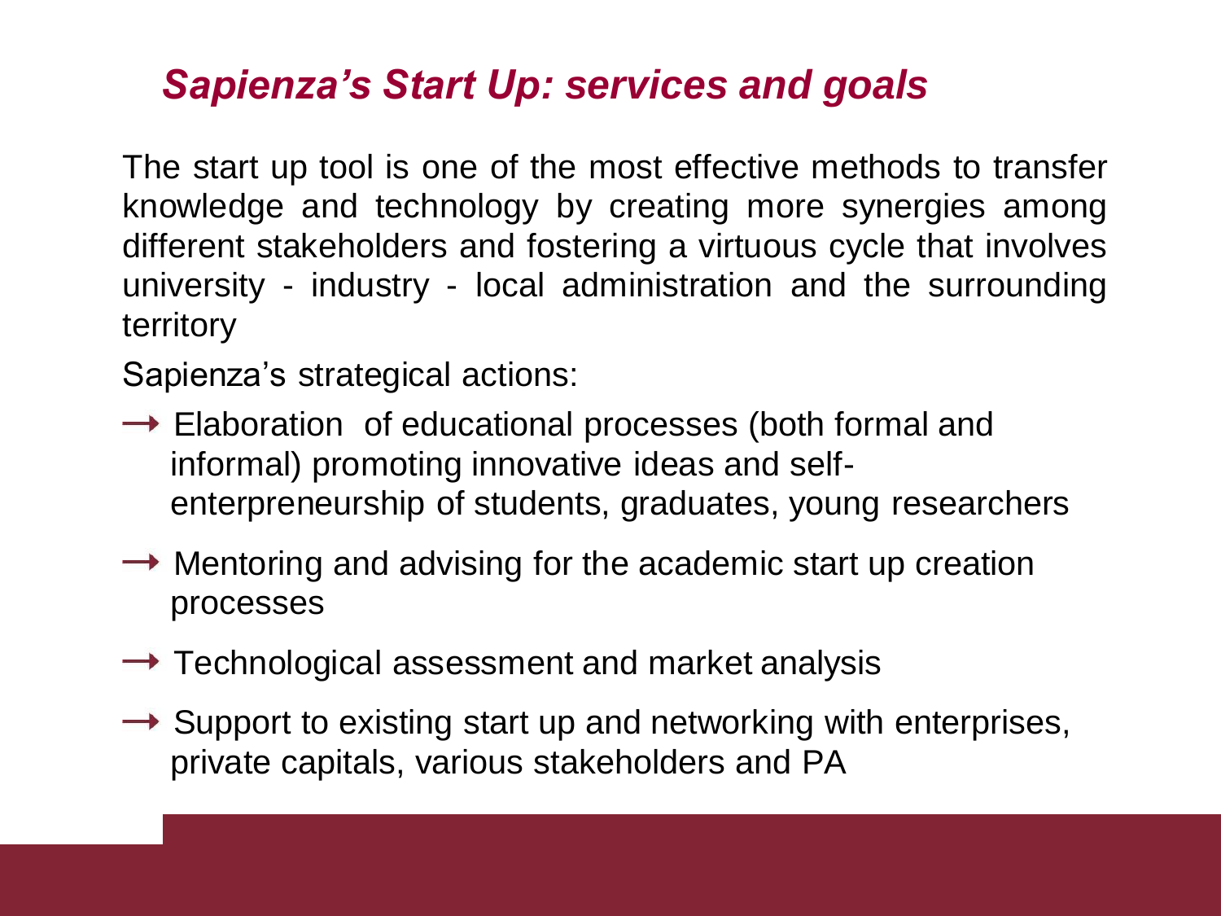## *Sapienza's Start Up: services and goals*

The start up tool is one of the most effective methods to transfer knowledge and technology by creating more synergies among different stakeholders and fostering a virtuous cycle that involves university - industry - local administration and the surrounding territory

Sapienza's strategical actions:

- Elaboration of educational processes (both formal and informal) promoting innovative ideas and self-enterpreneurship of students, graduates, young researchers
- Mentoring and advising for the academic start up creation processes
- Technological assessment and market analysis
- Support to existing start up and networking with enterprises, private capitals, various stakeholders and PA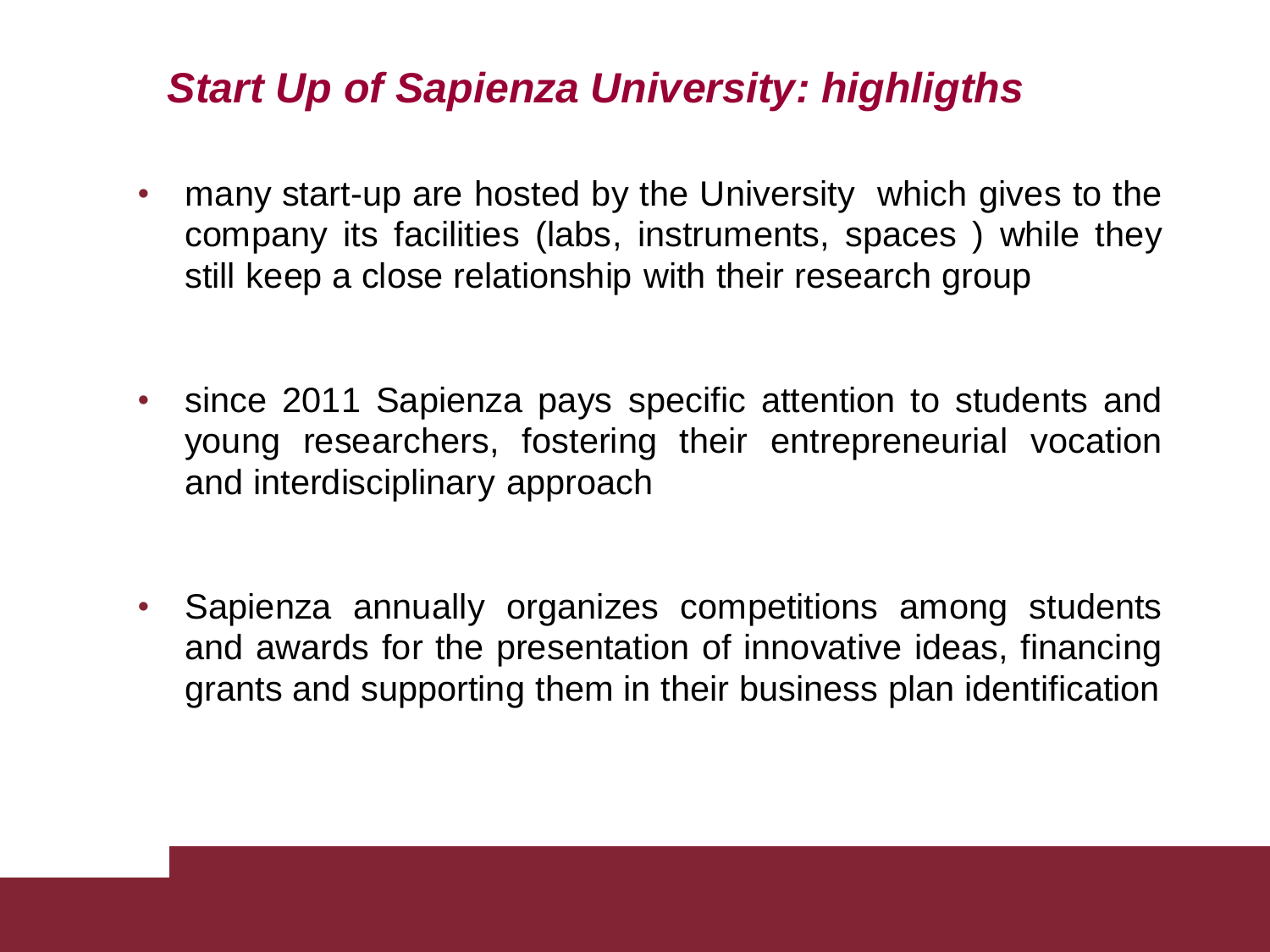## *Start Up of Sapienza University: highligths*

- many start-up are hosted by the University which gives to the company its facilities (labs, instruments, spaces ) while they still keep a close relationship with their research group

- since 2011 Sapienza pays specific attention to students and young researchers, fostering their entrepreneurial vocation and interdisciplinary approach

- Sapienza annually organizes competitions among students and awards for the presentation of innovative ideas, financing grants and supporting them in their business plan identification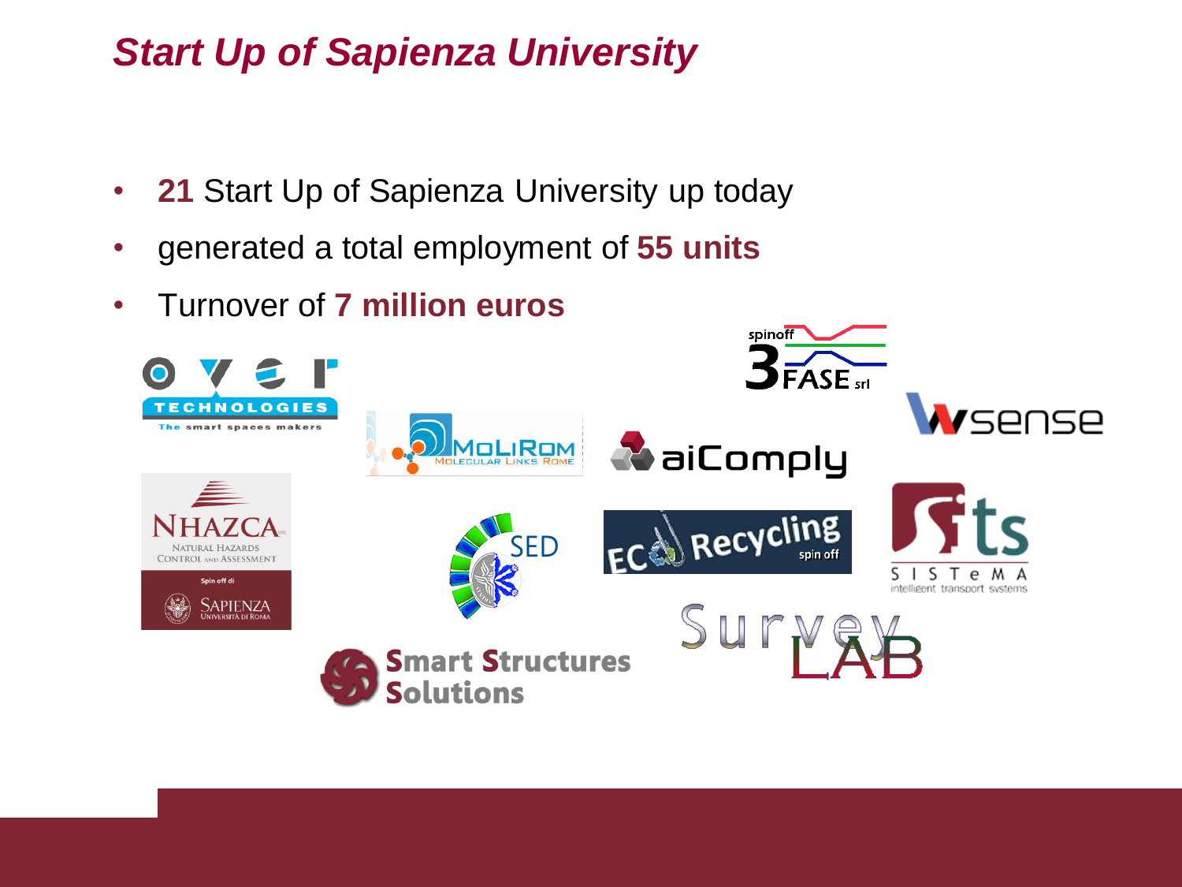## *Start Up of Sapienza University*

- **21** Start Up of Sapienza University up today
- generated a total employment of **55 units**
- Turnover of **7 million euros**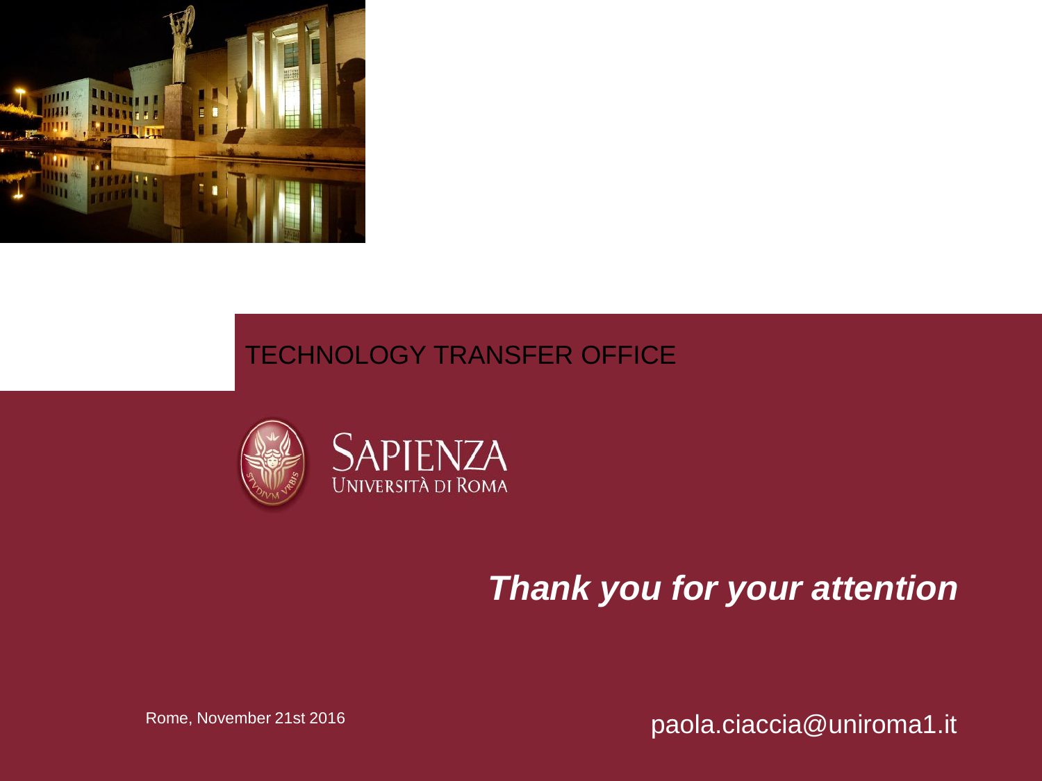TECHNOLOGY TRANSFER OFFICE

SAPIENZA
UNIVERSITÀ DI ROMA

***Thank you for your attention***

Rome, November 21st 2016

paola.ciaccia@uniroma1.it